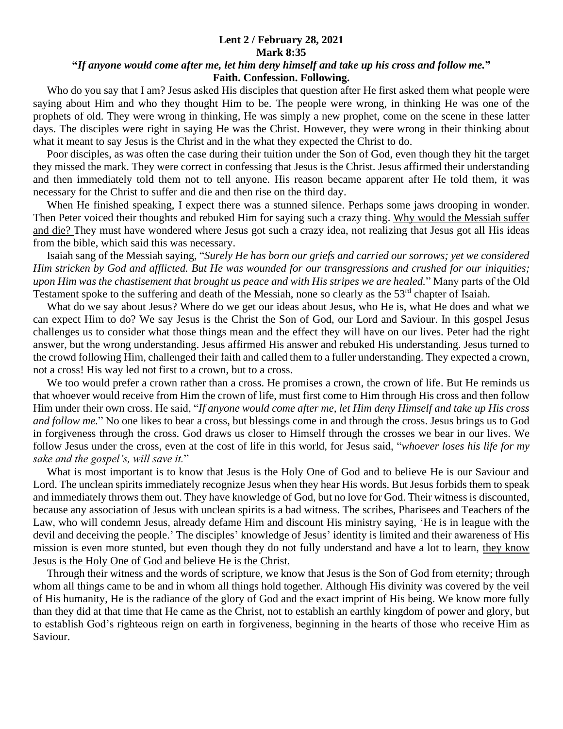**Lent 2 / February 28, 2021**
**Mark 8:35**
**"*If anyone would come after me, let him deny himself and take up his cross and follow me.*"**
**Faith. Confession. Following.**

Who do you say that I am? Jesus asked His disciples that question after He first asked them what people were saying about Him and who they thought Him to be. The people were wrong, in thinking He was one of the prophets of old. They were wrong in thinking, He was simply a new prophet, come on the scene in these latter days. The disciples were right in saying He was the Christ. However, they were wrong in their thinking about what it meant to say Jesus is the Christ and in the what they expected the Christ to do.

Poor disciples, as was often the case during their tuition under the Son of God, even though they hit the target they missed the mark. They were correct in confessing that Jesus is the Christ. Jesus affirmed their understanding and then immediately told them not to tell anyone. His reason became apparent after He told them, it was necessary for the Christ to suffer and die and then rise on the third day.

When He finished speaking, I expect there was a stunned silence. Perhaps some jaws drooping in wonder. Then Peter voiced their thoughts and rebuked Him for saying such a crazy thing. <u>Why would the Messiah suffer and die?</u> They must have wondered where Jesus got such a crazy idea, not realizing that Jesus got all His ideas from the bible, which said this was necessary.

Isaiah sang of the Messiah saying, "*Surely He has born our griefs and carried our sorrows; yet we considered Him stricken by God and afflicted. But He was wounded for our transgressions and crushed for our iniquities; upon Him was the chastisement that brought us peace and with His stripes we are healed.*" Many parts of the Old Testament spoke to the suffering and death of the Messiah, none so clearly as the 53rd chapter of Isaiah.

What do we say about Jesus? Where do we get our ideas about Jesus, who He is, what He does and what we can expect Him to do? We say Jesus is the Christ the Son of God, our Lord and Saviour. In this gospel Jesus challenges us to consider what those things mean and the effect they will have on our lives. Peter had the right answer, but the wrong understanding. Jesus affirmed His answer and rebuked His understanding. Jesus turned to the crowd following Him, challenged their faith and called them to a fuller understanding. They expected a crown, not a cross! His way led not first to a crown, but to a cross.

We too would prefer a crown rather than a cross. He promises a crown, the crown of life. But He reminds us that whoever would receive from Him the crown of life, must first come to Him through His cross and then follow Him under their own cross. He said, "*If anyone would come after me, let Him deny Himself and take up His cross and follow me.*" No one likes to bear a cross, but blessings come in and through the cross. Jesus brings us to God in forgiveness through the cross. God draws us closer to Himself through the crosses we bear in our lives. We follow Jesus under the cross, even at the cost of life in this world, for Jesus said, "*whoever loses his life for my sake and the gospel's, will save it.*"

What is most important is to know that Jesus is the Holy One of God and to believe He is our Saviour and Lord. The unclean spirits immediately recognize Jesus when they hear His words. But Jesus forbids them to speak and immediately throws them out. They have knowledge of God, but no love for God. Their witness is discounted, because any association of Jesus with unclean spirits is a bad witness. The scribes, Pharisees and Teachers of the Law, who will condemn Jesus, already defame Him and discount His ministry saying, 'He is in league with the devil and deceiving the people.' The disciples' knowledge of Jesus' identity is limited and their awareness of His mission is even more stunted, but even though they do not fully understand and have a lot to learn, <u>they know Jesus is the Holy One of God and believe He is the Christ.</u>

Through their witness and the words of scripture, we know that Jesus is the Son of God from eternity; through whom all things came to be and in whom all things hold together. Although His divinity was covered by the veil of His humanity, He is the radiance of the glory of God and the exact imprint of His being. We know more fully than they did at that time that He came as the Christ, not to establish an earthly kingdom of power and glory, but to establish God's righteous reign on earth in forgiveness, beginning in the hearts of those who receive Him as Saviour.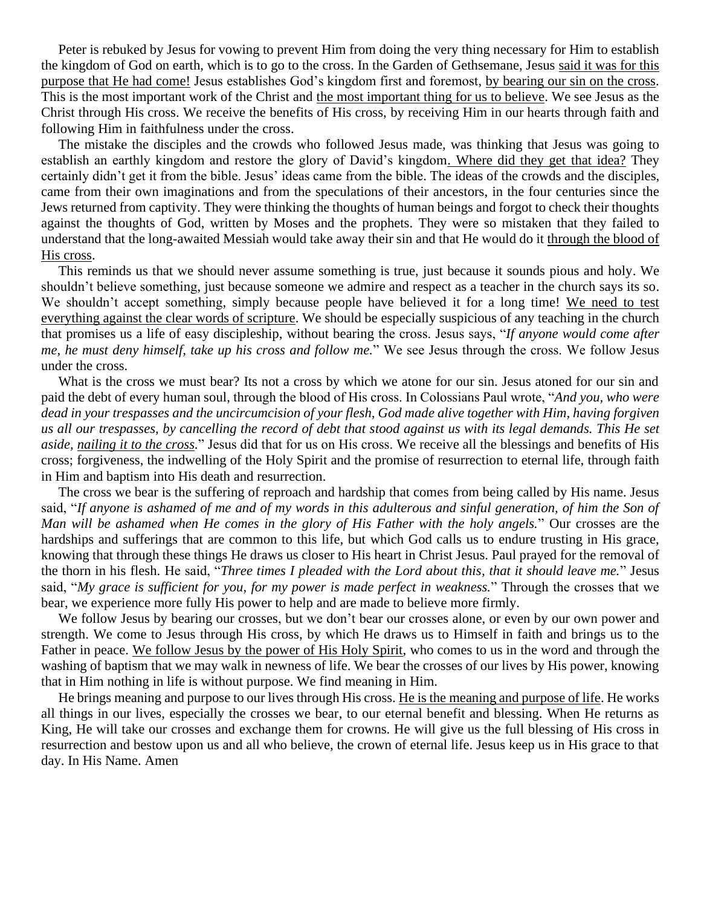Peter is rebuked by Jesus for vowing to prevent Him from doing the very thing necessary for Him to establish the kingdom of God on earth, which is to go to the cross. In the Garden of Gethsemane, Jesus <u>said it was for this purpose that He had come!</u> Jesus establishes God's kingdom first and foremost, <u>by bearing our sin on the cross</u>. This is the most important work of the Christ and <u>the most important thing for us to believe</u>. We see Jesus as the Christ through His cross. We receive the benefits of His cross, by receiving Him in our hearts through faith and following Him in faithfulness under the cross.

The mistake the disciples and the crowds who followed Jesus made, was thinking that Jesus was going to establish an earthly kingdom and restore the glory of David's kingdom<u>. Where did they get that idea?</u> They certainly didn't get it from the bible. Jesus' ideas came from the bible. The ideas of the crowds and the disciples, came from their own imaginations and from the speculations of their ancestors, in the four centuries since the Jews returned from captivity. They were thinking the thoughts of human beings and forgot to check their thoughts against the thoughts of God, written by Moses and the prophets. They were so mistaken that they failed to understand that the long-awaited Messiah would take away their sin and that He would do it <u>through the blood of His cross</u>.

This reminds us that we should never assume something is true, just because it sounds pious and holy. We shouldn't believe something, just because someone we admire and respect as a teacher in the church says its so. We shouldn't accept something, simply because people have believed it for a long time! <u>We need to test everything against the clear words of scripture</u>. We should be especially suspicious of any teaching in the church that promises us a life of easy discipleship, without bearing the cross. Jesus says, "*If anyone would come after me, he must deny himself, take up his cross and follow me.*" We see Jesus through the cross. We follow Jesus under the cross.

What is the cross we must bear? Its not a cross by which we atone for our sin. Jesus atoned for our sin and paid the debt of every human soul, through the blood of His cross. In Colossians Paul wrote, "*And you, who were dead in your trespasses and the uncircumcision of your flesh, God made alive together with Him, having forgiven us all our trespasses, by cancelling the record of debt that stood against us with its legal demands. This He set aside, <u>nailing it to the cross</u>.*" Jesus did that for us on His cross. We receive all the blessings and benefits of His cross; forgiveness, the indwelling of the Holy Spirit and the promise of resurrection to eternal life, through faith in Him and baptism into His death and resurrection.

The cross we bear is the suffering of reproach and hardship that comes from being called by His name. Jesus said, "*If anyone is ashamed of me and of my words in this adulterous and sinful generation, of him the Son of Man will be ashamed when He comes in the glory of His Father with the holy angels.*" Our crosses are the hardships and sufferings that are common to this life, but which God calls us to endure trusting in His grace, knowing that through these things He draws us closer to His heart in Christ Jesus. Paul prayed for the removal of the thorn in his flesh. He said, "*Three times I pleaded with the Lord about this, that it should leave me.*" Jesus said, "*My grace is sufficient for you, for my power is made perfect in weakness.*" Through the crosses that we bear, we experience more fully His power to help and are made to believe more firmly.

We follow Jesus by bearing our crosses, but we don't bear our crosses alone, or even by our own power and strength. We come to Jesus through His cross, by which He draws us to Himself in faith and brings us to the Father in peace. <u>We follow Jesus by the power of His Holy Spirit</u>, who comes to us in the word and through the washing of baptism that we may walk in newness of life. We bear the crosses of our lives by His power, knowing that in Him nothing in life is without purpose. We find meaning in Him.

He brings meaning and purpose to our lives through His cross. <u>He is the meaning and purpose of life</u>. He works all things in our lives, especially the crosses we bear, to our eternal benefit and blessing. When He returns as King, He will take our crosses and exchange them for crowns. He will give us the full blessing of His cross in resurrection and bestow upon us and all who believe, the crown of eternal life. Jesus keep us in His grace to that day. In His Name. Amen